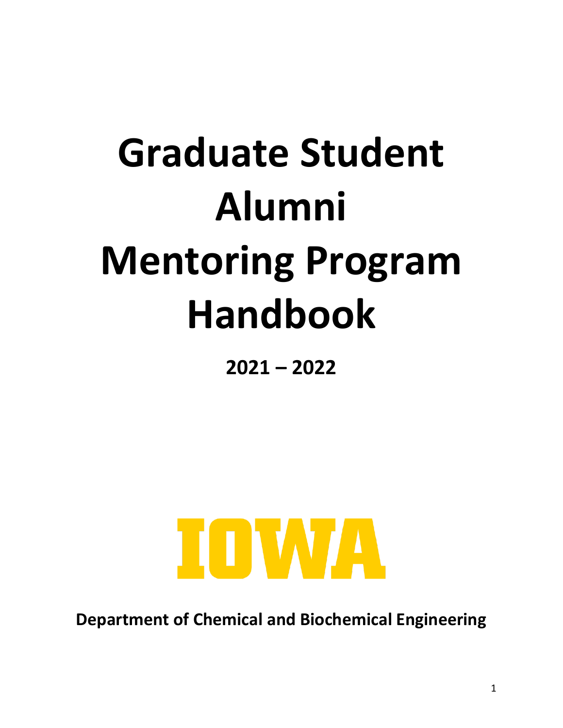# Graduate Student Alumni Mentoring Program Handbook

**2021 – 2022**

IOWA

**Department of Chemical and Biochemical Engineering**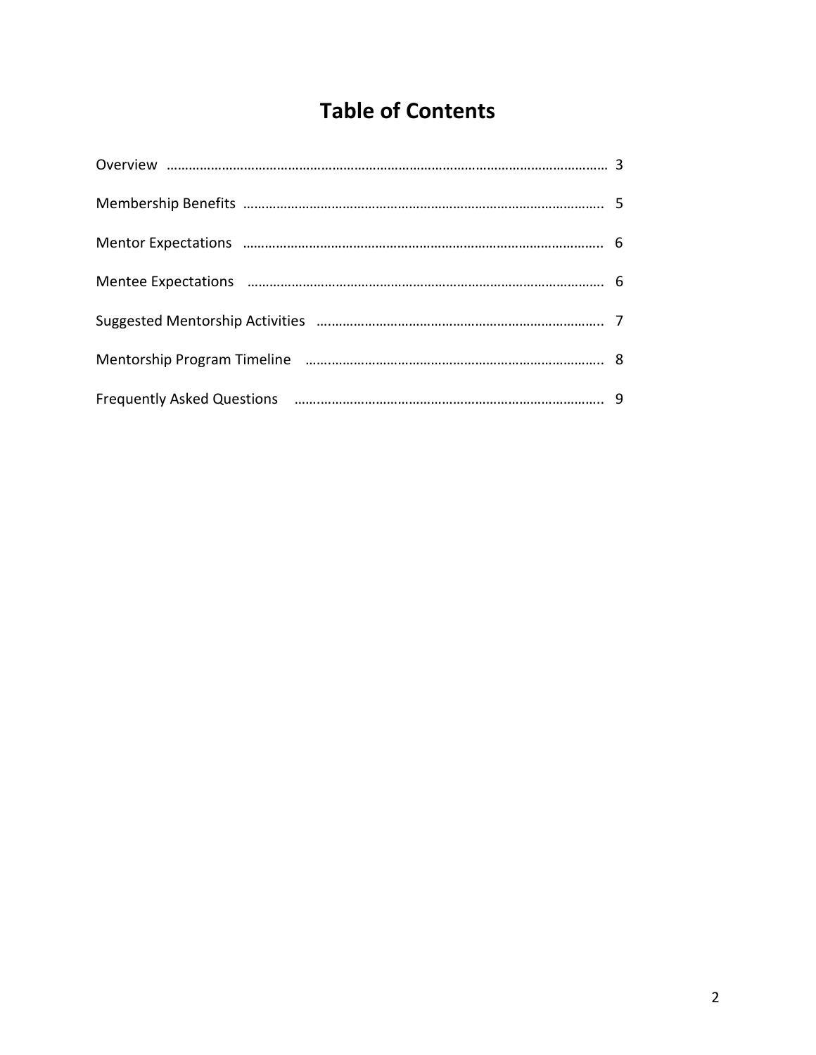# Table of Contents

Overview ………………………………………………………………………………………………………… 3

Membership Benefits …………………………………………………………………………………….. 5

Mentor Expectations …………………………………………………………………………………….. 6

Mentee Expectations …………………………………………………………………………………… 6

Suggested Mentorship Activities …………………………………………………………………….. 7

Mentorship Program Timeline ………………………………………………………………………. 8

Frequently Asked Questions ………………………………………………………………………….. 9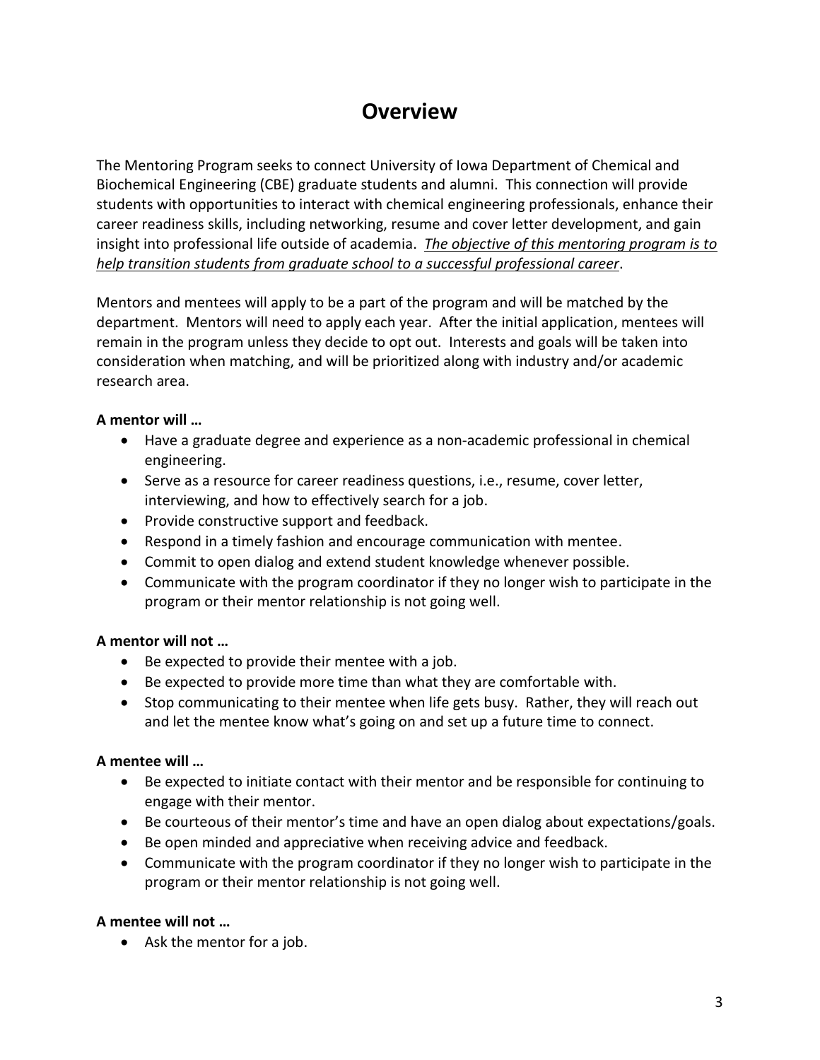# Overview

The Mentoring Program seeks to connect University of Iowa Department of Chemical and Biochemical Engineering (CBE) graduate students and alumni. This connection will provide students with opportunities to interact with chemical engineering professionals, enhance their career readiness skills, including networking, resume and cover letter development, and gain insight into professional life outside of academia. ***The objective of this mentoring program is to help transition students from graduate school to a successful professional career***.

Mentors and mentees will apply to be a part of the program and will be matched by the department. Mentors will need to apply each year. After the initial application, mentees will remain in the program unless they decide to opt out. Interests and goals will be taken into consideration when matching, and will be prioritized along with industry and/or academic research area.

**A mentor will …**

- Have a graduate degree and experience as a non-academic professional in chemical engineering.
- Serve as a resource for career readiness questions, i.e., resume, cover letter, interviewing, and how to effectively search for a job.
- Provide constructive support and feedback.
- Respond in a timely fashion and encourage communication with mentee.
- Commit to open dialog and extend student knowledge whenever possible.
- Communicate with the program coordinator if they no longer wish to participate in the program or their mentor relationship is not going well.

**A mentor will not …**

- Be expected to provide their mentee with a job.
- Be expected to provide more time than what they are comfortable with.
- Stop communicating to their mentee when life gets busy. Rather, they will reach out and let the mentee know what's going on and set up a future time to connect.

**A mentee will …**

- Be expected to initiate contact with their mentor and be responsible for continuing to engage with their mentor.
- Be courteous of their mentor's time and have an open dialog about expectations/goals.
- Be open minded and appreciative when receiving advice and feedback.
- Communicate with the program coordinator if they no longer wish to participate in the program or their mentor relationship is not going well.

**A mentee will not …**

- Ask the mentor for a job.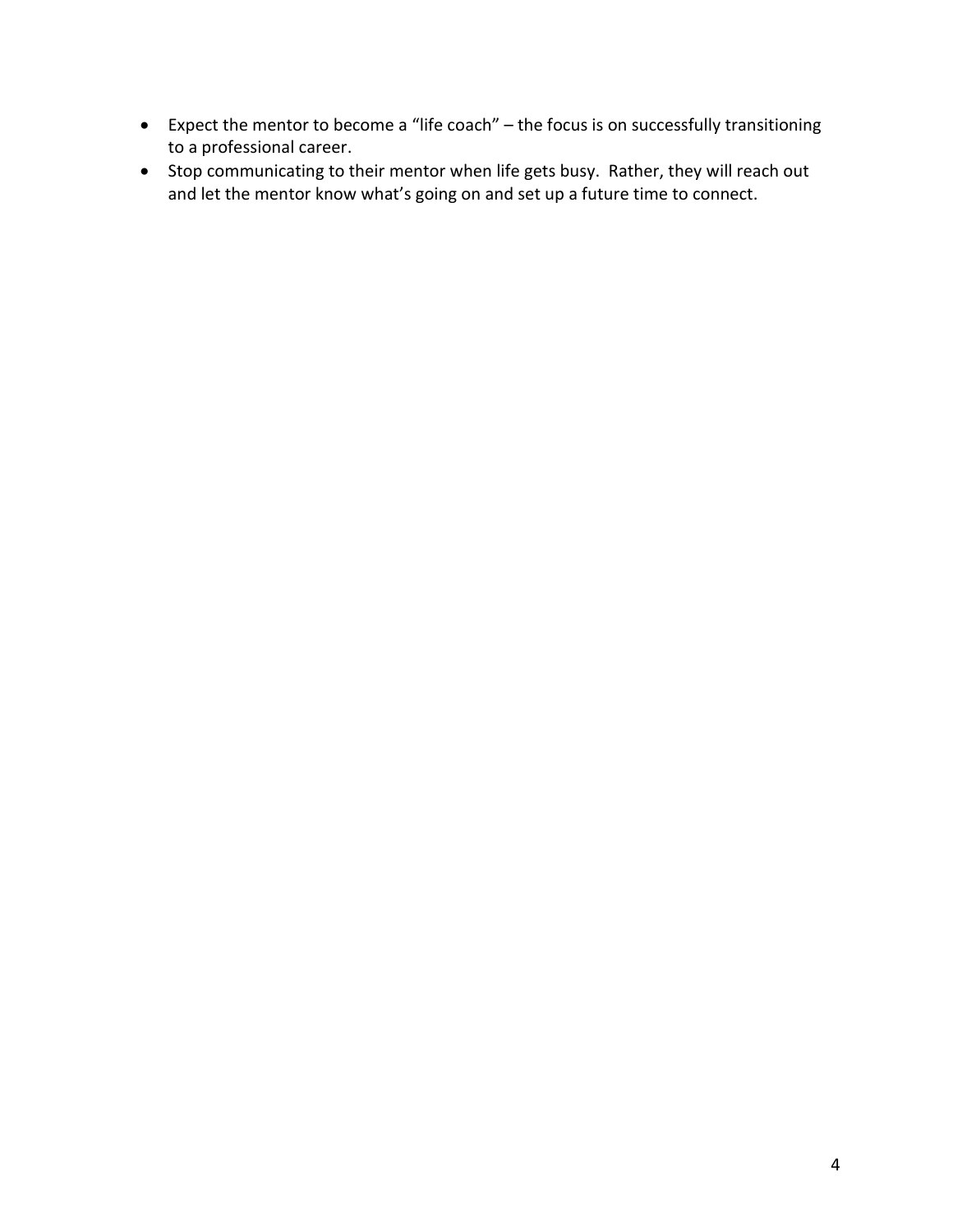- Expect the mentor to become a "life coach" – the focus is on successfully transitioning to a professional career.
- Stop communicating to their mentor when life gets busy.  Rather, they will reach out and let the mentor know what's going on and set up a future time to connect.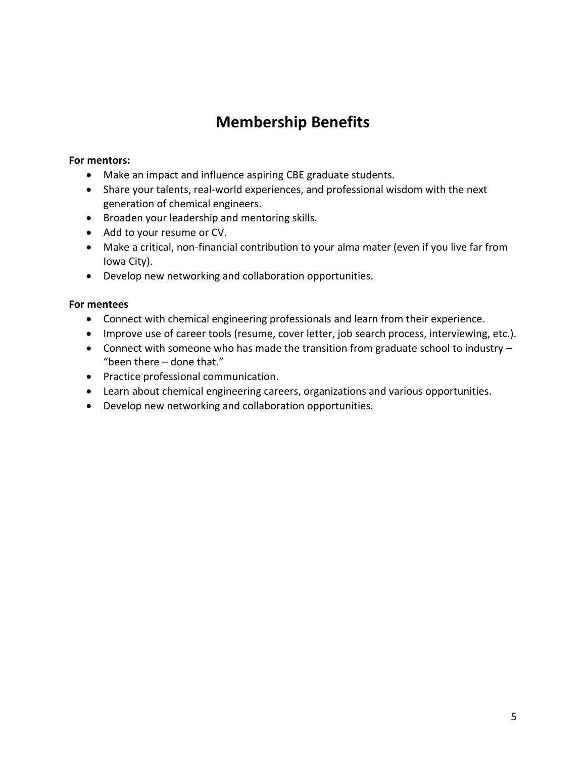# Membership Benefits

**For mentors:**

- Make an impact and influence aspiring CBE graduate students.
- Share your talents, real-world experiences, and professional wisdom with the next generation of chemical engineers.
- Broaden your leadership and mentoring skills.
- Add to your resume or CV.
- Make a critical, non-financial contribution to your alma mater (even if you live far from Iowa City).
- Develop new networking and collaboration opportunities.

**For mentees**

- Connect with chemical engineering professionals and learn from their experience.
- Improve use of career tools (resume, cover letter, job search process, interviewing, etc.).
- Connect with someone who has made the transition from graduate school to industry – "been there – done that."
- Practice professional communication.
- Learn about chemical engineering careers, organizations and various opportunities.
- Develop new networking and collaboration opportunities.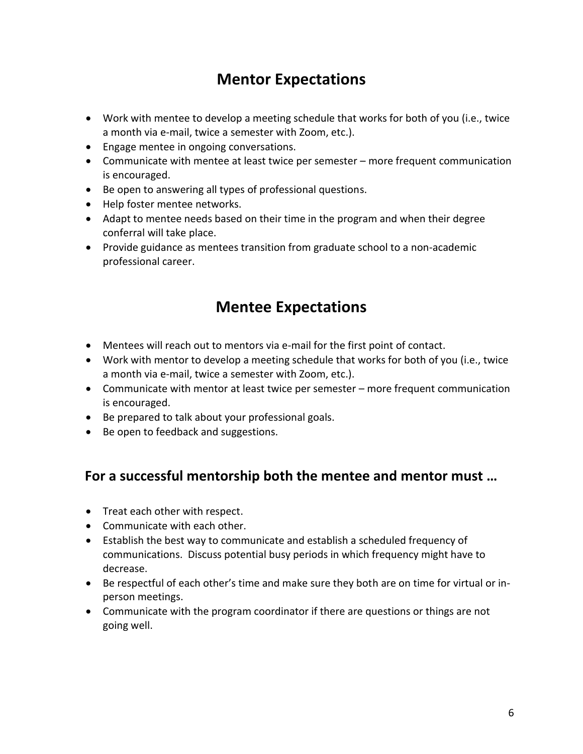## Mentor Expectations

- Work with mentee to develop a meeting schedule that works for both of you (i.e., twice a month via e-mail, twice a semester with Zoom, etc.).
- Engage mentee in ongoing conversations.
- Communicate with mentee at least twice per semester – more frequent communication is encouraged.
- Be open to answering all types of professional questions.
- Help foster mentee networks.
- Adapt to mentee needs based on their time in the program and when their degree conferral will take place.
- Provide guidance as mentees transition from graduate school to a non-academic professional career.

## Mentee Expectations

- Mentees will reach out to mentors via e-mail for the first point of contact.
- Work with mentor to develop a meeting schedule that works for both of you (i.e., twice a month via e-mail, twice a semester with Zoom, etc.).
- Communicate with mentor at least twice per semester – more frequent communication is encouraged.
- Be prepared to talk about your professional goals.
- Be open to feedback and suggestions.

### For a successful mentorship both the mentee and mentor must …

- Treat each other with respect.
- Communicate with each other.
- Establish the best way to communicate and establish a scheduled frequency of communications. Discuss potential busy periods in which frequency might have to decrease.
- Be respectful of each other's time and make sure they both are on time for virtual or in-person meetings.
- Communicate with the program coordinator if there are questions or things are not going well.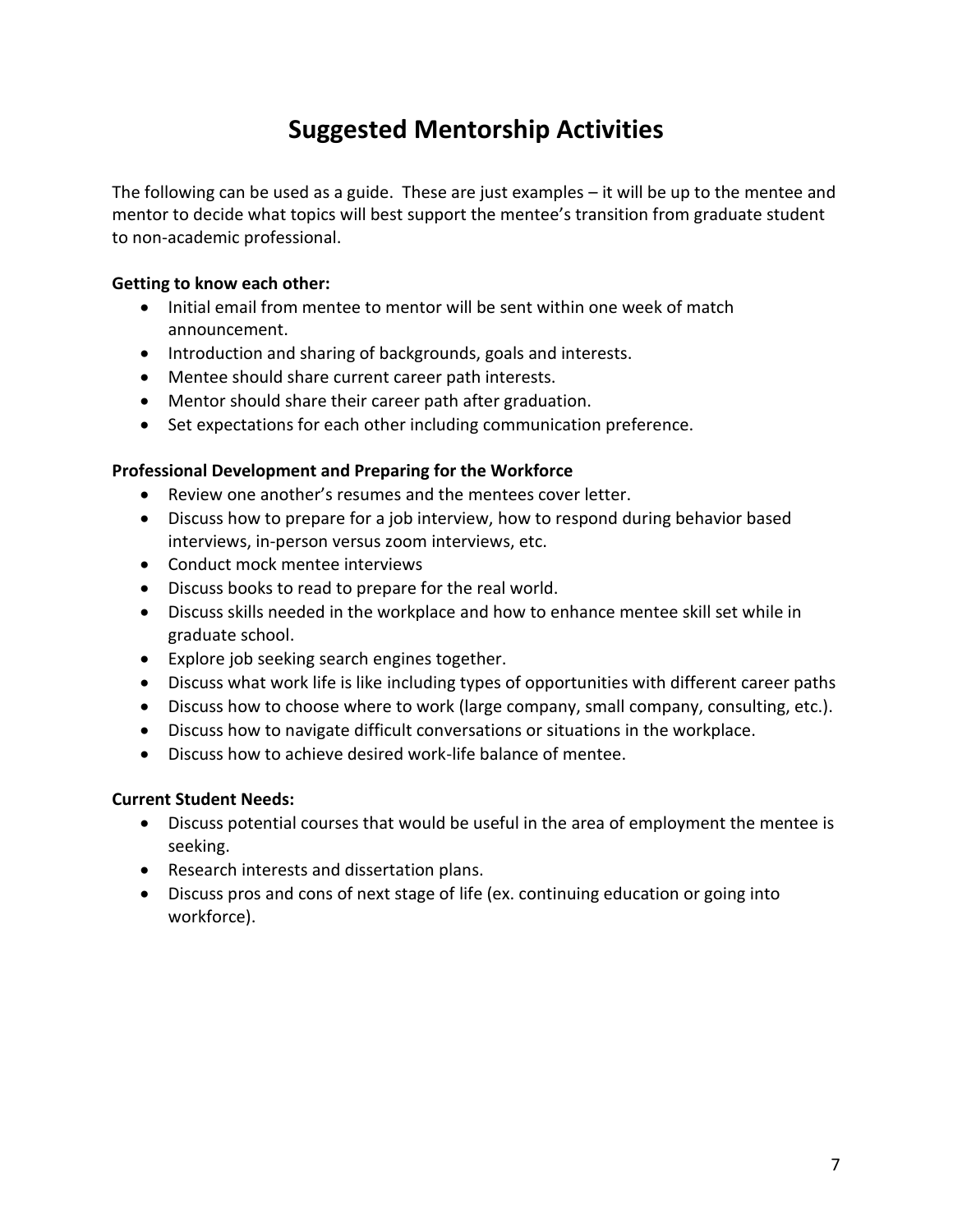# Suggested Mentorship Activities

The following can be used as a guide. These are just examples – it will be up to the mentee and mentor to decide what topics will best support the mentee's transition from graduate student to non-academic professional.

**Getting to know each other:**

- Initial email from mentee to mentor will be sent within one week of match announcement.
- Introduction and sharing of backgrounds, goals and interests.
- Mentee should share current career path interests.
- Mentor should share their career path after graduation.
- Set expectations for each other including communication preference.

**Professional Development and Preparing for the Workforce**

- Review one another's resumes and the mentees cover letter.
- Discuss how to prepare for a job interview, how to respond during behavior based interviews, in-person versus zoom interviews, etc.
- Conduct mock mentee interviews
- Discuss books to read to prepare for the real world.
- Discuss skills needed in the workplace and how to enhance mentee skill set while in graduate school.
- Explore job seeking search engines together.
- Discuss what work life is like including types of opportunities with different career paths
- Discuss how to choose where to work (large company, small company, consulting, etc.).
- Discuss how to navigate difficult conversations or situations in the workplace.
- Discuss how to achieve desired work-life balance of mentee.

**Current Student Needs:**

- Discuss potential courses that would be useful in the area of employment the mentee is seeking.
- Research interests and dissertation plans.
- Discuss pros and cons of next stage of life (ex. continuing education or going into workforce).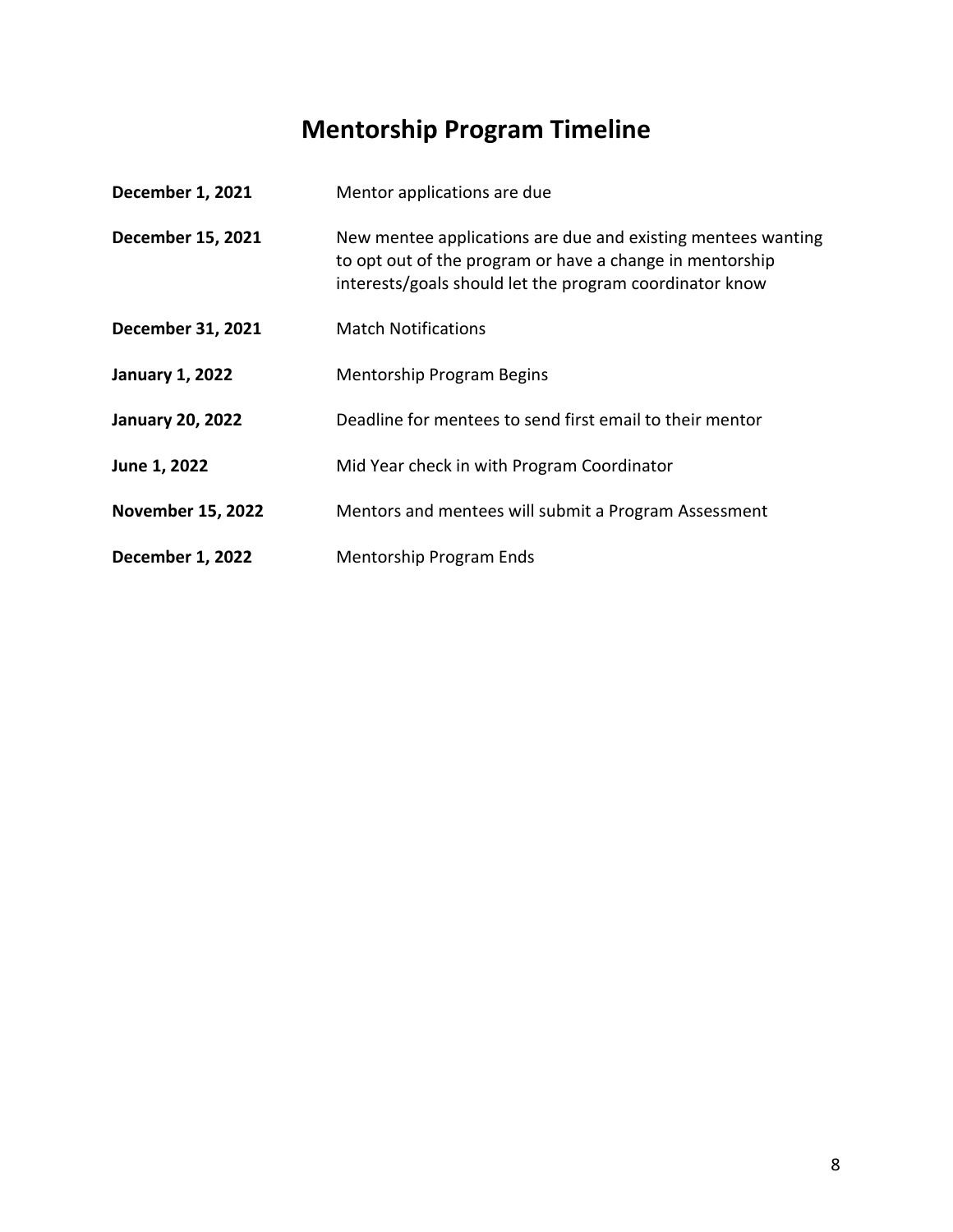# Mentorship Program Timeline

| | |
|---|---|
| **December 1, 2021** | Mentor applications are due |
| **December 15, 2021** | New mentee applications are due and existing mentees wanting to opt out of the program or have a change in mentorship interests/goals should let the program coordinator know |
| **December 31, 2021** | Match Notifications |
| **January 1, 2022** | Mentorship Program Begins |
| **January 20, 2022** | Deadline for mentees to send first email to their mentor |
| **June 1, 2022** | Mid Year check in with Program Coordinator |
| **November 15, 2022** | Mentors and mentees will submit a Program Assessment |
| **December 1, 2022** | Mentorship Program Ends |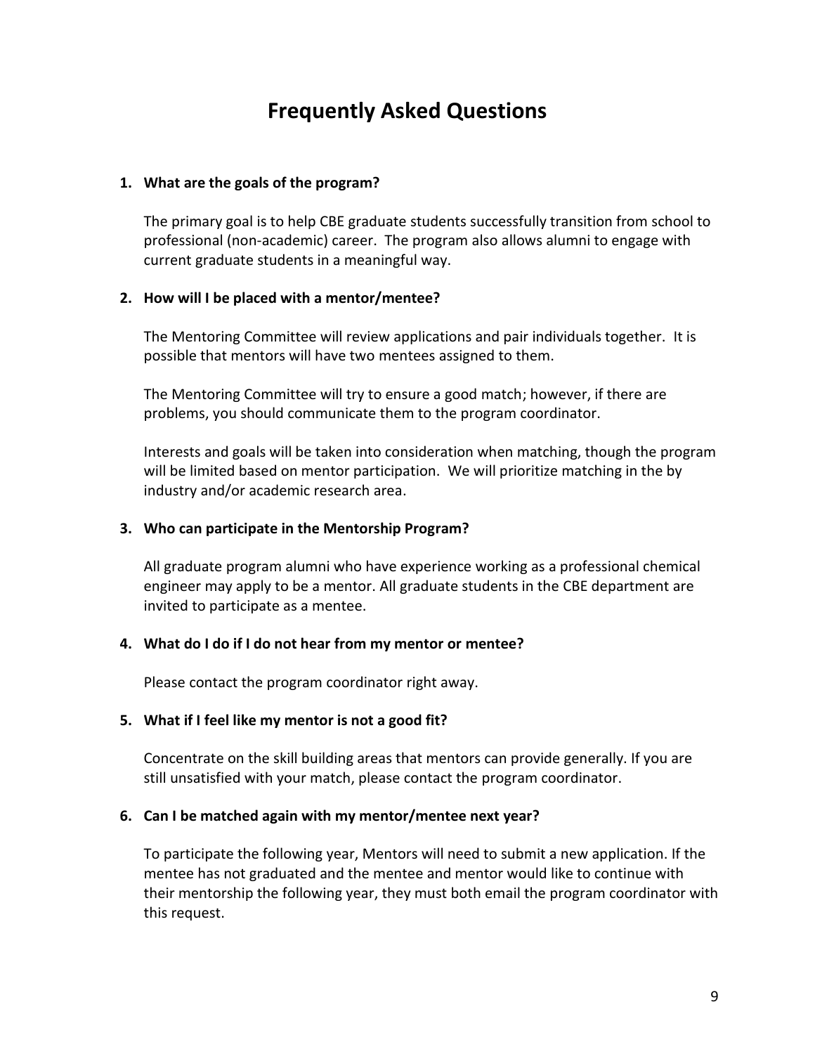# Frequently Asked Questions

1. **What are the goals of the program?**

   The primary goal is to help CBE graduate students successfully transition from school to professional (non-academic) career. The program also allows alumni to engage with current graduate students in a meaningful way.

2. **How will I be placed with a mentor/mentee?**

   The Mentoring Committee will review applications and pair individuals together. It is possible that mentors will have two mentees assigned to them.

   The Mentoring Committee will try to ensure a good match; however, if there are problems, you should communicate them to the program coordinator.

   Interests and goals will be taken into consideration when matching, though the program will be limited based on mentor participation. We will prioritize matching in the by industry and/or academic research area.

3. **Who can participate in the Mentorship Program?**

   All graduate program alumni who have experience working as a professional chemical engineer may apply to be a mentor. All graduate students in the CBE department are invited to participate as a mentee.

4. **What do I do if I do not hear from my mentor or mentee?**

   Please contact the program coordinator right away.

5. **What if I feel like my mentor is not a good fit?**

   Concentrate on the skill building areas that mentors can provide generally. If you are still unsatisfied with your match, please contact the program coordinator.

6. **Can I be matched again with my mentor/mentee next year?**

   To participate the following year, Mentors will need to submit a new application. If the mentee has not graduated and the mentee and mentor would like to continue with their mentorship the following year, they must both email the program coordinator with this request.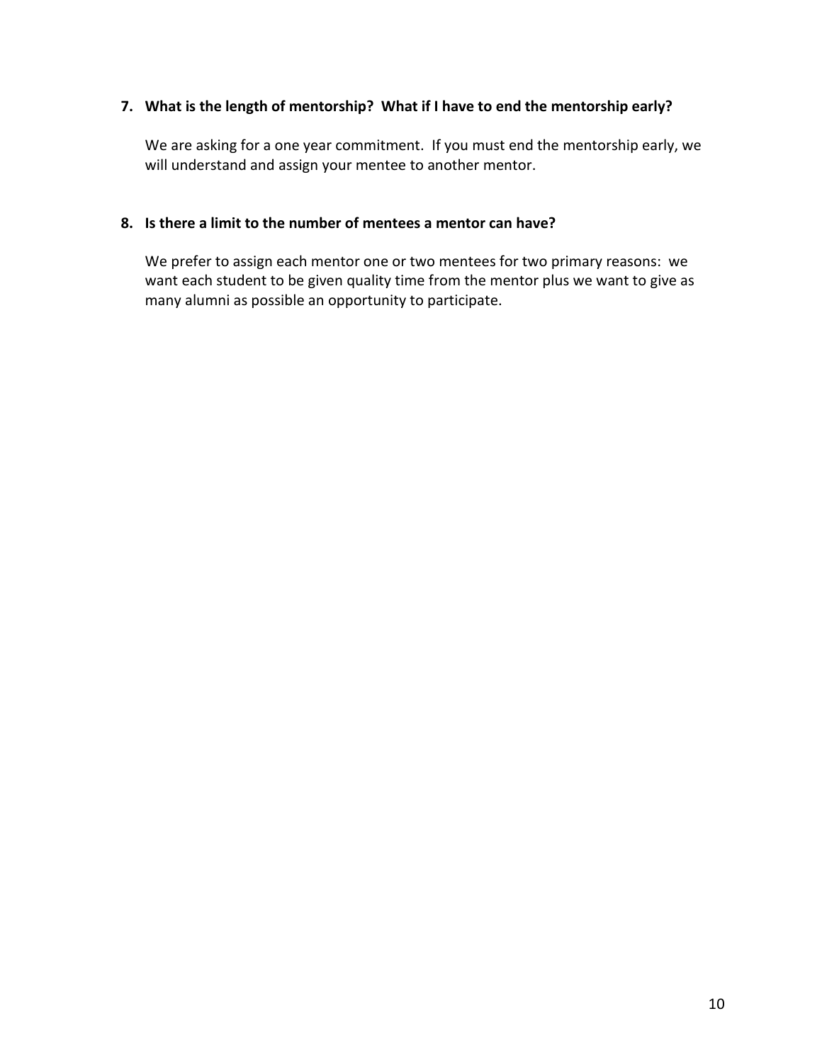**7. What is the length of mentorship? What if I have to end the mentorship early?**

We are asking for a one year commitment. If you must end the mentorship early, we will understand and assign your mentee to another mentor.

**8. Is there a limit to the number of mentees a mentor can have?**

We prefer to assign each mentor one or two mentees for two primary reasons: we want each student to be given quality time from the mentor plus we want to give as many alumni as possible an opportunity to participate.